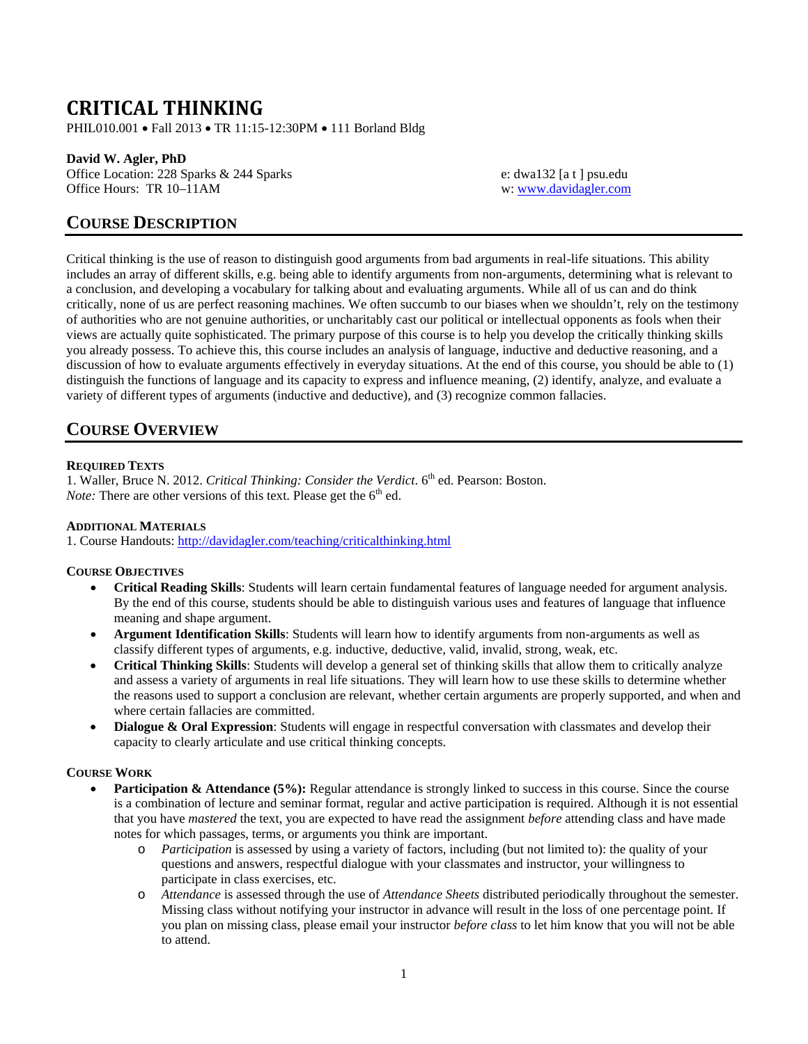# CRITICAL THINKING

PHIL010.001 • Fall 2013 • TR 11:15-12:30PM • 111 Borland Bldg

**David W. Agler, PhD**
Office Location: 228 Sparks & 244 Sparks
Office Hours: TR 10–11AM

e: dwa132 [a t ] psu.edu
w: www.davidagler.com

## COURSE DESCRIPTION

Critical thinking is the use of reason to distinguish good arguments from bad arguments in real-life situations. This ability includes an array of different skills, e.g. being able to identify arguments from non-arguments, determining what is relevant to a conclusion, and developing a vocabulary for talking about and evaluating arguments. While all of us can and do think critically, none of us are perfect reasoning machines. We often succumb to our biases when we shouldn't, rely on the testimony of authorities who are not genuine authorities, or uncharitably cast our political or intellectual opponents as fools when their views are actually quite sophisticated. The primary purpose of this course is to help you develop the critically thinking skills you already possess. To achieve this, this course includes an analysis of language, inductive and deductive reasoning, and a discussion of how to evaluate arguments effectively in everyday situations. At the end of this course, you should be able to (1) distinguish the functions of language and its capacity to express and influence meaning, (2) identify, analyze, and evaluate a variety of different types of arguments (inductive and deductive), and (3) recognize common fallacies.

## COURSE OVERVIEW

### REQUIRED TEXTS

1. Waller, Bruce N. 2012. *Critical Thinking: Consider the Verdict*. 6th ed. Pearson: Boston.
*Note:* There are other versions of this text. Please get the 6th ed.

### ADDITIONAL MATERIALS

1. Course Handouts: http://davidagler.com/teaching/criticalthinking.html

### COURSE OBJECTIVES

- **Critical Reading Skills**: Students will learn certain fundamental features of language needed for argument analysis. By the end of this course, students should be able to distinguish various uses and features of language that influence meaning and shape argument.
- **Argument Identification Skills**: Students will learn how to identify arguments from non-arguments as well as classify different types of arguments, e.g. inductive, deductive, valid, invalid, strong, weak, etc.
- **Critical Thinking Skills**: Students will develop a general set of thinking skills that allow them to critically analyze and assess a variety of arguments in real life situations. They will learn how to use these skills to determine whether the reasons used to support a conclusion are relevant, whether certain arguments are properly supported, and when and where certain fallacies are committed.
- **Dialogue & Oral Expression**: Students will engage in respectful conversation with classmates and develop their capacity to clearly articulate and use critical thinking concepts.

### COURSE WORK

- **Participation & Attendance (5%):** Regular attendance is strongly linked to success in this course. Since the course is a combination of lecture and seminar format, regular and active participation is required. Although it is not essential that you have *mastered* the text, you are expected to have read the assignment *before* attending class and have made notes for which passages, terms, or arguments you think are important.
  - *Participation* is assessed by using a variety of factors, including (but not limited to): the quality of your questions and answers, respectful dialogue with your classmates and instructor, your willingness to participate in class exercises, etc.
  - *Attendance* is assessed through the use of *Attendance Sheets* distributed periodically throughout the semester. Missing class without notifying your instructor in advance will result in the loss of one percentage point. If you plan on missing class, please email your instructor *before class* to let him know that you will not be able to attend.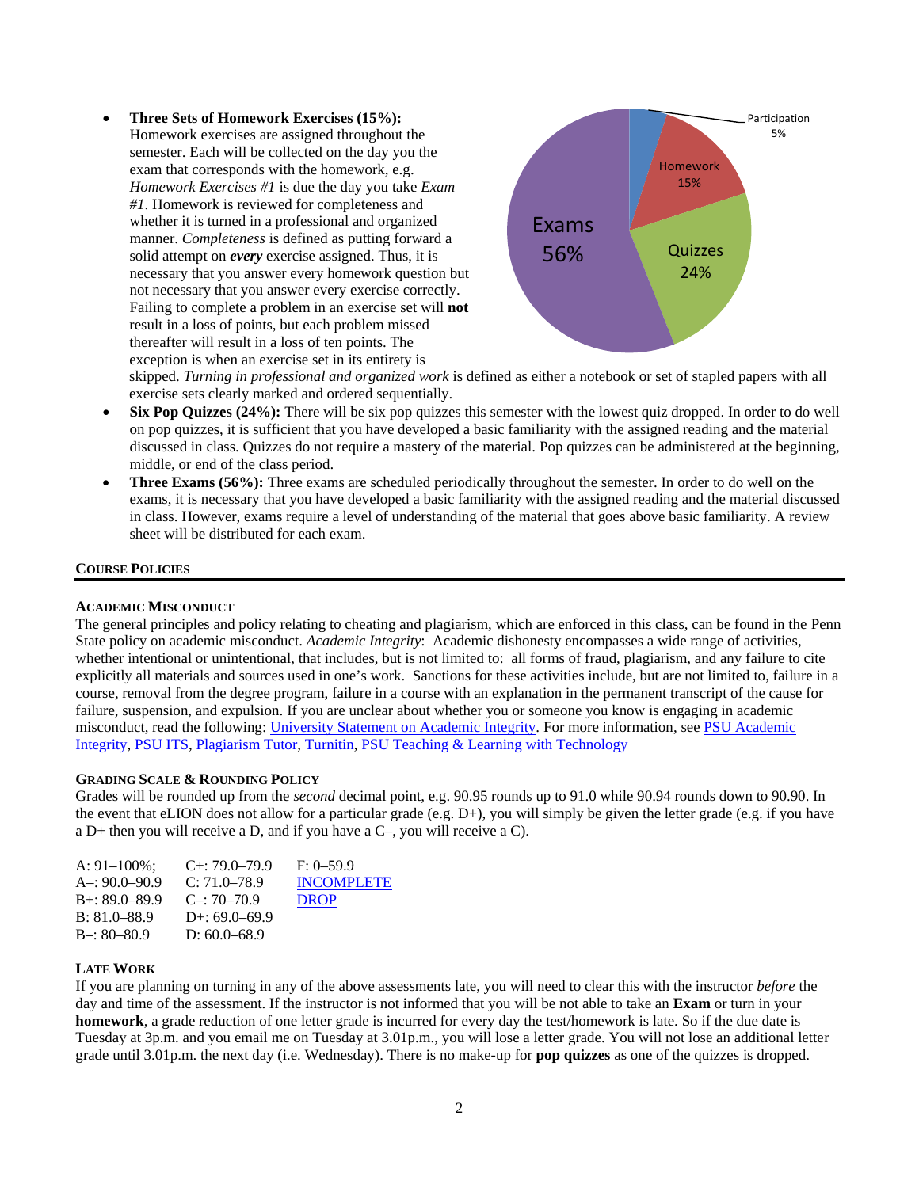- **Three Sets of Homework Exercises (15%):** Homework exercises are assigned throughout the semester. Each will be collected on the day you the exam that corresponds with the homework, e.g. *Homework Exercises #1* is due the day you take *Exam #1*. Homework is reviewed for completeness and whether it is turned in a professional and organized manner. *Completeness* is defined as putting forward a solid attempt on ***every*** exercise assigned. Thus, it is necessary that you answer every homework question but not necessary that you answer every exercise correctly. Failing to complete a problem in an exercise set will **not** result in a loss of points, but each problem missed thereafter will result in a loss of ten points. The exception is when an exercise set in its entirety is skipped. *Turning in professional and organized work* is defined as either a notebook or set of stapled papers with all exercise sets clearly marked and ordered sequentially.
- **Six Pop Quizzes (24%):** There will be six pop quizzes this semester with the lowest quiz dropped. In order to do well on pop quizzes, it is sufficient that you have developed a basic familiarity with the assigned reading and the material discussed in class. Quizzes do not require a mastery of the material. Pop quizzes can be administered at the beginning, middle, or end of the class period.
- **Three Exams (56%):** Three exams are scheduled periodically throughout the semester. In order to do well on the exams, it is necessary that you have developed a basic familiarity with the assigned reading and the material discussed in class. However, exams require a level of understanding of the material that goes above basic familiarity. A review sheet will be distributed for each exam.

| Component | Weight |
|---|---|
| Participation | 5% |
| Homework | 15% |
| Quizzes | 24% |
| Exams | 56% |

## COURSE POLICIES

### ACADEMIC MISCONDUCT

The general principles and policy relating to cheating and plagiarism, which are enforced in this class, can be found in the Penn State policy on academic misconduct. *Academic Integrity*: Academic dishonesty encompasses a wide range of activities, whether intentional or unintentional, that includes, but is not limited to: all forms of fraud, plagiarism, and any failure to cite explicitly all materials and sources used in one's work. Sanctions for these activities include, but are not limited to, failure in a course, removal from the degree program, failure in a course with an explanation in the permanent transcript of the cause for failure, suspension, and expulsion. If you are unclear about whether you or someone you know is engaging in academic misconduct, read the following: University Statement on Academic Integrity. For more information, see PSU Academic Integrity, PSU ITS, Plagiarism Tutor, Turnitin, PSU Teaching & Learning with Technology

### GRADING SCALE & ROUNDING POLICY

Grades will be rounded up from the *second* decimal point, e.g. 90.95 rounds up to 91.0 while 90.94 rounds down to 90.90. In the event that eLION does not allow for a particular grade (e.g. D+), you will simply be given the letter grade (e.g. if you have a D+ then you will receive a D, and if you have a C–, you will receive a C).

| | | |
|---|---|---|
| A: 91–100%; | C+: 79.0–79.9 | F: 0–59.9 |
| A–: 90.0–90.9 | C: 71.0–78.9 | INCOMPLETE |
| B+: 89.0–89.9 | C–: 70–70.9 | DROP |
| B: 81.0–88.9 | D+: 69.0–69.9 | |
| B–: 80–80.9 | D: 60.0–68.9 | |

### LATE WORK

If you are planning on turning in any of the above assessments late, you will need to clear this with the instructor *before* the day and time of the assessment. If the instructor is not informed that you will be not able to take an **Exam** or turn in your **homework**, a grade reduction of one letter grade is incurred for every day the test/homework is late. So if the due date is Tuesday at 3p.m. and you email me on Tuesday at 3.01p.m., you will lose a letter grade. You will not lose an additional letter grade until 3.01p.m. the next day (i.e. Wednesday). There is no make-up for **pop quizzes** as one of the quizzes is dropped.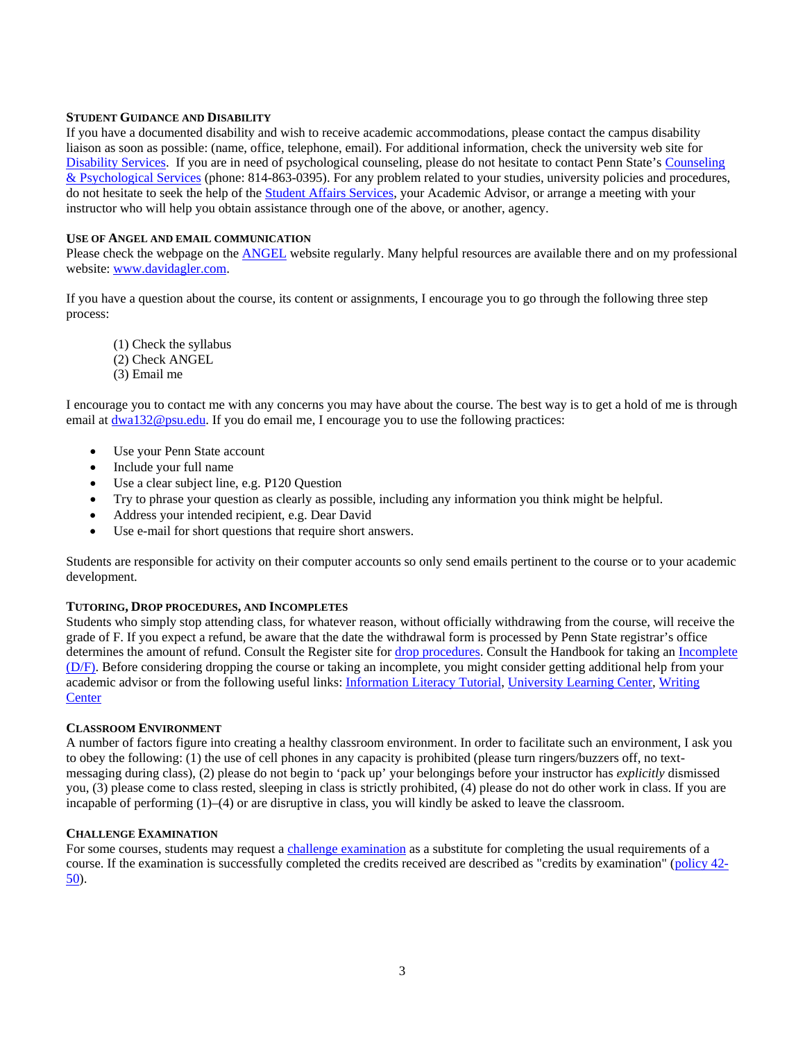### STUDENT GUIDANCE AND DISABILITY

If you have a documented disability and wish to receive academic accommodations, please contact the campus disability liaison as soon as possible: (name, office, telephone, email). For additional information, check the university web site for Disability Services. If you are in need of psychological counseling, please do not hesitate to contact Penn State's Counseling & Psychological Services (phone: 814-863-0395). For any problem related to your studies, university policies and procedures, do not hesitate to seek the help of the Student Affairs Services, your Academic Advisor, or arrange a meeting with your instructor who will help you obtain assistance through one of the above, or another, agency.

### USE OF ANGEL AND EMAIL COMMUNICATION

Please check the webpage on the ANGEL website regularly. Many helpful resources are available there and on my professional website: www.davidagler.com.

If you have a question about the course, its content or assignments, I encourage you to go through the following three step process:

(1) Check the syllabus
(2) Check ANGEL
(3) Email me

I encourage you to contact me with any concerns you may have about the course. The best way is to get a hold of me is through email at dwa132@psu.edu. If you do email me, I encourage you to use the following practices:

- Use your Penn State account
- Include your full name
- Use a clear subject line, e.g. P120 Question
- Try to phrase your question as clearly as possible, including any information you think might be helpful.
- Address your intended recipient, e.g. Dear David
- Use e-mail for short questions that require short answers.

Students are responsible for activity on their computer accounts so only send emails pertinent to the course or to your academic development.

### TUTORING, DROP PROCEDURES, AND INCOMPLETES

Students who simply stop attending class, for whatever reason, without officially withdrawing from the course, will receive the grade of F. If you expect a refund, be aware that the date the withdrawal form is processed by Penn State registrar's office determines the amount of refund. Consult the Register site for drop procedures. Consult the Handbook for taking an Incomplete (D/F). Before considering dropping the course or taking an incomplete, you might consider getting additional help from your academic advisor or from the following useful links: Information Literacy Tutorial, University Learning Center, Writing Center

### CLASSROOM ENVIRONMENT

A number of factors figure into creating a healthy classroom environment. In order to facilitate such an environment, I ask you to obey the following: (1) the use of cell phones in any capacity is prohibited (please turn ringers/buzzers off, no text-messaging during class), (2) please do not begin to 'pack up' your belongings before your instructor has *explicitly* dismissed you, (3) please come to class rested, sleeping in class is strictly prohibited, (4) please do not do other work in class. If you are incapable of performing (1)–(4) or are disruptive in class, you will kindly be asked to leave the classroom.

### CHALLENGE EXAMINATION

For some courses, students may request a challenge examination as a substitute for completing the usual requirements of a course. If the examination is successfully completed the credits received are described as "credits by examination" (policy 42-50).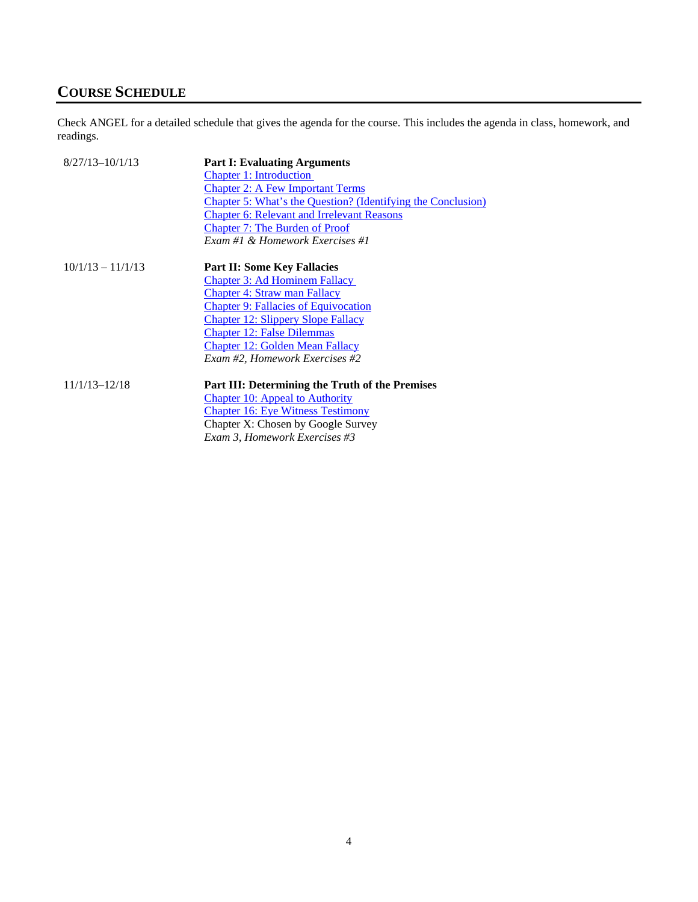## COURSE SCHEDULE

Check ANGEL for a detailed schedule that gives the agenda for the course. This includes the agenda in class, homework, and readings.

| | |
|---|---|
| 8/27/13–10/1/13 | **Part I: Evaluating Arguments**<br>Chapter 1: Introduction<br>Chapter 2: A Few Important Terms<br>Chapter 5: What's the Question? (Identifying the Conclusion)<br>Chapter 6: Relevant and Irrelevant Reasons<br>Chapter 7: The Burden of Proof<br>*Exam #1 & Homework Exercises #1* |
| 10/1/13 – 11/1/13 | **Part II: Some Key Fallacies**<br>Chapter 3: Ad Hominem Fallacy<br>Chapter 4: Straw man Fallacy<br>Chapter 9: Fallacies of Equivocation<br>Chapter 12: Slippery Slope Fallacy<br>Chapter 12: False Dilemmas<br>Chapter 12: Golden Mean Fallacy<br>*Exam #2, Homework Exercises #2* |
| 11/1/13–12/18 | **Part III: Determining the Truth of the Premises**<br>Chapter 10: Appeal to Authority<br>Chapter 16: Eye Witness Testimony<br>Chapter X: Chosen by Google Survey<br>*Exam 3, Homework Exercises #3* |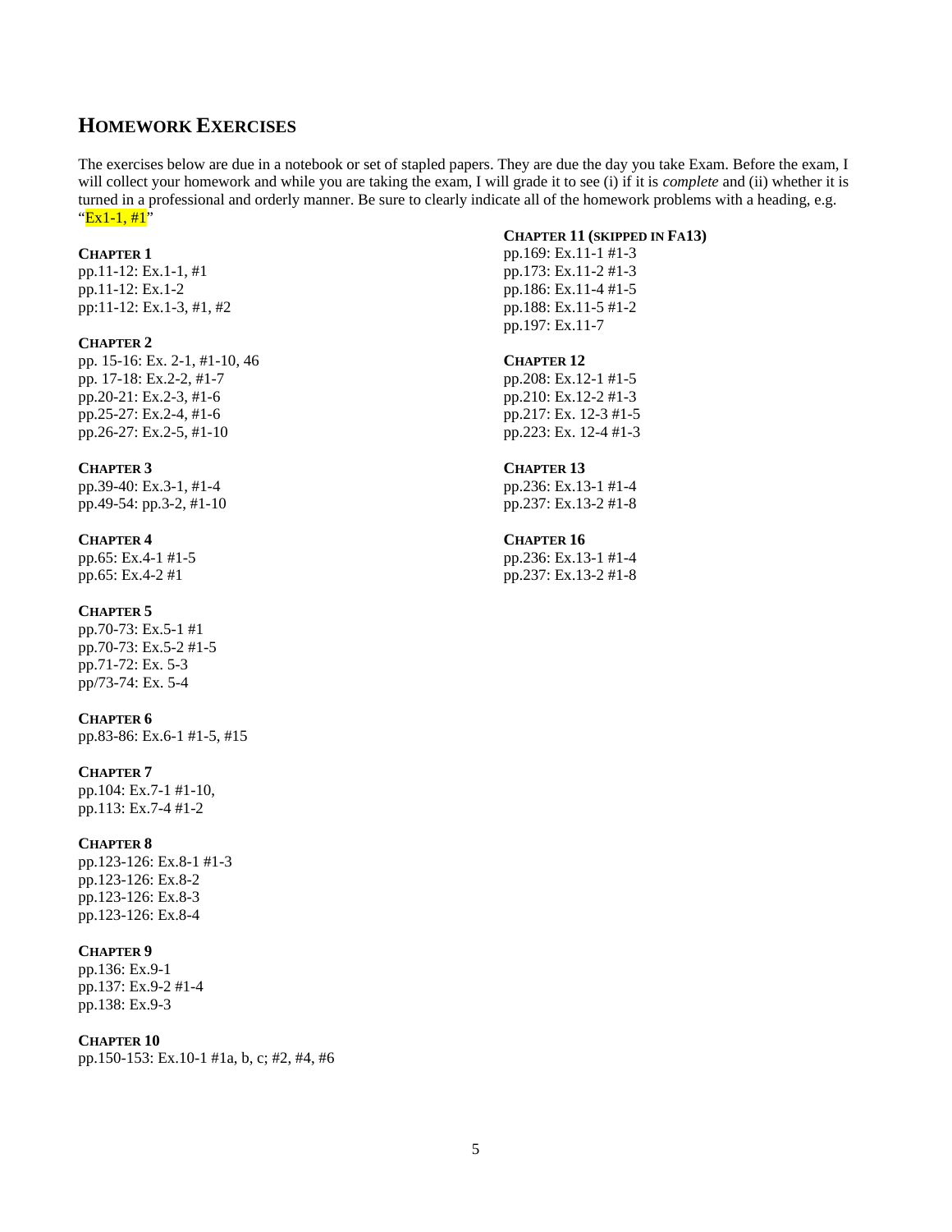## HOMEWORK EXERCISES

The exercises below are due in a notebook or set of stapled papers. They are due the day you take Exam. Before the exam, I will collect your homework and while you are taking the exam, I will grade it to see (i) if it is *complete* and (ii) whether it is turned in a professional and orderly manner. Be sure to clearly indicate all of the homework problems with a heading, e.g. "Ex1-1, #1"

**CHAPTER 1**
pp.11-12: Ex.1-1, #1
pp.11-12: Ex.1-2
pp:11-12: Ex.1-3, #1, #2

**CHAPTER 2**
pp. 15-16: Ex. 2-1, #1-10, 46
pp. 17-18: Ex.2-2, #1-7
pp.20-21: Ex.2-3, #1-6
pp.25-27: Ex.2-4, #1-6
pp.26-27: Ex.2-5, #1-10

**CHAPTER 3**
pp.39-40: Ex.3-1, #1-4
pp.49-54: pp.3-2, #1-10

**CHAPTER 4**
pp.65: Ex.4-1 #1-5
pp.65: Ex.4-2 #1

**CHAPTER 5**
pp.70-73: Ex.5-1 #1
pp.70-73: Ex.5-2 #1-5
pp.71-72: Ex. 5-3
pp/73-74: Ex. 5-4

**CHAPTER 6**
pp.83-86: Ex.6-1 #1-5, #15

**CHAPTER 7**
pp.104: Ex.7-1 #1-10,
pp.113: Ex.7-4 #1-2

**CHAPTER 8**
pp.123-126: Ex.8-1 #1-3
pp.123-126: Ex.8-2
pp.123-126: Ex.8-3
pp.123-126: Ex.8-4

**CHAPTER 9**
pp.136: Ex.9-1
pp.137: Ex.9-2 #1-4
pp.138: Ex.9-3

**CHAPTER 10**
pp.150-153: Ex.10-1 #1a, b, c; #2, #4, #6

**CHAPTER 11 (SKIPPED IN FA13)**
pp.169: Ex.11-1 #1-3
pp.173: Ex.11-2 #1-3
pp.186: Ex.11-4 #1-5
pp.188: Ex.11-5 #1-2
pp.197: Ex.11-7

**CHAPTER 12**
pp.208: Ex.12-1 #1-5
pp.210: Ex.12-2 #1-3
pp.217: Ex. 12-3 #1-5
pp.223: Ex. 12-4 #1-3

**CHAPTER 13**
pp.236: Ex.13-1 #1-4
pp.237: Ex.13-2 #1-8

**CHAPTER 16**
pp.236: Ex.13-1 #1-4
pp.237: Ex.13-2 #1-8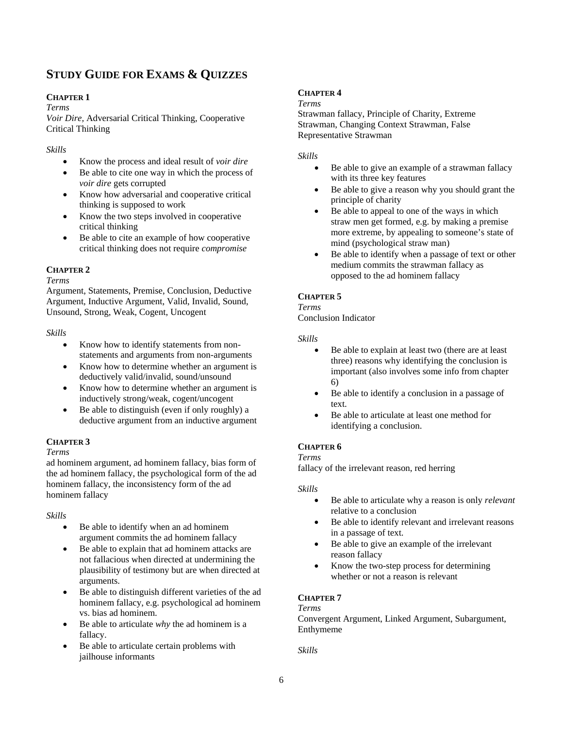## Study Guide for Exams & Quizzes

### Chapter 1

*Terms*

*Voir Dire*, Adversarial Critical Thinking, Cooperative Critical Thinking

*Skills*

- Know the process and ideal result of *voir dire*
- Be able to cite one way in which the process of *voir dire* gets corrupted
- Know how adversarial and cooperative critical thinking is supposed to work
- Know the two steps involved in cooperative critical thinking
- Be able to cite an example of how cooperative critical thinking does not require *compromise*

### Chapter 2

*Terms*

Argument, Statements, Premise, Conclusion, Deductive Argument, Inductive Argument, Valid, Invalid, Sound, Unsound, Strong, Weak, Cogent, Uncogent

*Skills*

- Know how to identify statements from non-statements and arguments from non-arguments
- Know how to determine whether an argument is deductively valid/invalid, sound/unsound
- Know how to determine whether an argument is inductively strong/weak, cogent/uncogent
- Be able to distinguish (even if only roughly) a deductive argument from an inductive argument

### Chapter 3

*Terms*

ad hominem argument, ad hominem fallacy, bias form of the ad hominem fallacy, the psychological form of the ad hominem fallacy, the inconsistency form of the ad hominem fallacy

*Skills*

- Be able to identify when an ad hominem argument commits the ad hominem fallacy
- Be able to explain that ad hominem attacks are not fallacious when directed at undermining the plausibility of testimony but are when directed at arguments.
- Be able to distinguish different varieties of the ad hominem fallacy, e.g. psychological ad hominem vs. bias ad hominem.
- Be able to articulate *why* the ad hominem is a fallacy.
- Be able to articulate certain problems with jailhouse informants

### Chapter 4

*Terms*

Strawman fallacy, Principle of Charity, Extreme Strawman, Changing Context Strawman, False Representative Strawman

*Skills*

- Be able to give an example of a strawman fallacy with its three key features
- Be able to give a reason why you should grant the principle of charity
- Be able to appeal to one of the ways in which straw men get formed, e.g. by making a premise more extreme, by appealing to someone's state of mind (psychological straw man)
- Be able to identify when a passage of text or other medium commits the strawman fallacy as opposed to the ad hominem fallacy

### Chapter 5

*Terms*

Conclusion Indicator

*Skills*

- Be able to explain at least two (there are at least three) reasons why identifying the conclusion is important (also involves some info from chapter 6)
- Be able to identify a conclusion in a passage of text.
- Be able to articulate at least one method for identifying a conclusion.

### Chapter 6

*Terms*

fallacy of the irrelevant reason, red herring

*Skills*

- Be able to articulate why a reason is only *relevant* relative to a conclusion
- Be able to identify relevant and irrelevant reasons in a passage of text.
- Be able to give an example of the irrelevant reason fallacy
- Know the two-step process for determining whether or not a reason is relevant

### Chapter 7

*Terms*

Convergent Argument, Linked Argument, Subargument, Enthymeme

*Skills*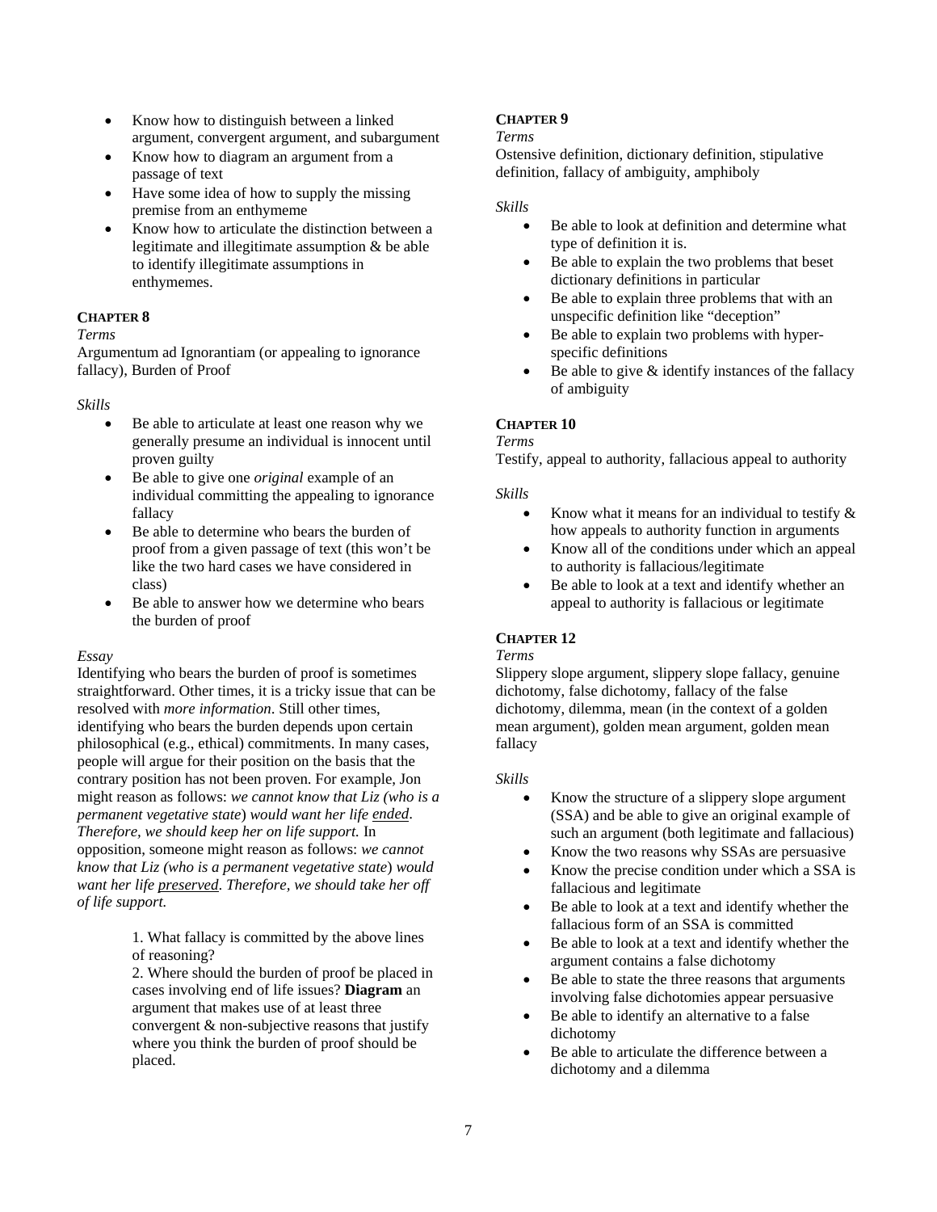- Know how to distinguish between a linked argument, convergent argument, and subargument
- Know how to diagram an argument from a passage of text
- Have some idea of how to supply the missing premise from an enthymeme
- Know how to articulate the distinction between a legitimate and illegitimate assumption & be able to identify illegitimate assumptions in enthymemes.

### CHAPTER 8

*Terms*

Argumentum ad Ignorantiam (or appealing to ignorance fallacy), Burden of Proof

*Skills*

- Be able to articulate at least one reason why we generally presume an individual is innocent until proven guilty
- Be able to give one *original* example of an individual committing the appealing to ignorance fallacy
- Be able to determine who bears the burden of proof from a given passage of text (this won't be like the two hard cases we have considered in class)
- Be able to answer how we determine who bears the burden of proof

*Essay*

Identifying who bears the burden of proof is sometimes straightforward. Other times, it is a tricky issue that can be resolved with *more information*. Still other times, identifying who bears the burden depends upon certain philosophical (e.g., ethical) commitments. In many cases, people will argue for their position on the basis that the contrary position has not been proven. For example, Jon might reason as follows: *we cannot know that Liz (who is a permanent vegetative state) would want her life ended. Therefore, we should keep her on life support.* In opposition, someone might reason as follows: *we cannot know that Liz (who is a permanent vegetative state) would want her life preserved. Therefore, we should take her off of life support.*

> 1. What fallacy is committed by the above lines of reasoning?
> 2. Where should the burden of proof be placed in cases involving end of life issues? **Diagram** an argument that makes use of at least three convergent & non-subjective reasons that justify where you think the burden of proof should be placed.

### CHAPTER 9

*Terms*

Ostensive definition, dictionary definition, stipulative definition, fallacy of ambiguity, amphiboly

*Skills*

- Be able to look at definition and determine what type of definition it is.
- Be able to explain the two problems that beset dictionary definitions in particular
- Be able to explain three problems that with an unspecific definition like "deception"
- Be able to explain two problems with hyper-specific definitions
- Be able to give & identify instances of the fallacy of ambiguity

### CHAPTER 10

*Terms*

Testify, appeal to authority, fallacious appeal to authority

*Skills*

- Know what it means for an individual to testify & how appeals to authority function in arguments
- Know all of the conditions under which an appeal to authority is fallacious/legitimate
- Be able to look at a text and identify whether an appeal to authority is fallacious or legitimate

### CHAPTER 12

*Terms*

Slippery slope argument, slippery slope fallacy, genuine dichotomy, false dichotomy, fallacy of the false dichotomy, dilemma, mean (in the context of a golden mean argument), golden mean argument, golden mean fallacy

*Skills*

- Know the structure of a slippery slope argument (SSA) and be able to give an original example of such an argument (both legitimate and fallacious)
- Know the two reasons why SSAs are persuasive
- Know the precise condition under which a SSA is fallacious and legitimate
- Be able to look at a text and identify whether the fallacious form of an SSA is committed
- Be able to look at a text and identify whether the argument contains a false dichotomy
- Be able to state the three reasons that arguments involving false dichotomies appear persuasive
- Be able to identify an alternative to a false dichotomy
- Be able to articulate the difference between a dichotomy and a dilemma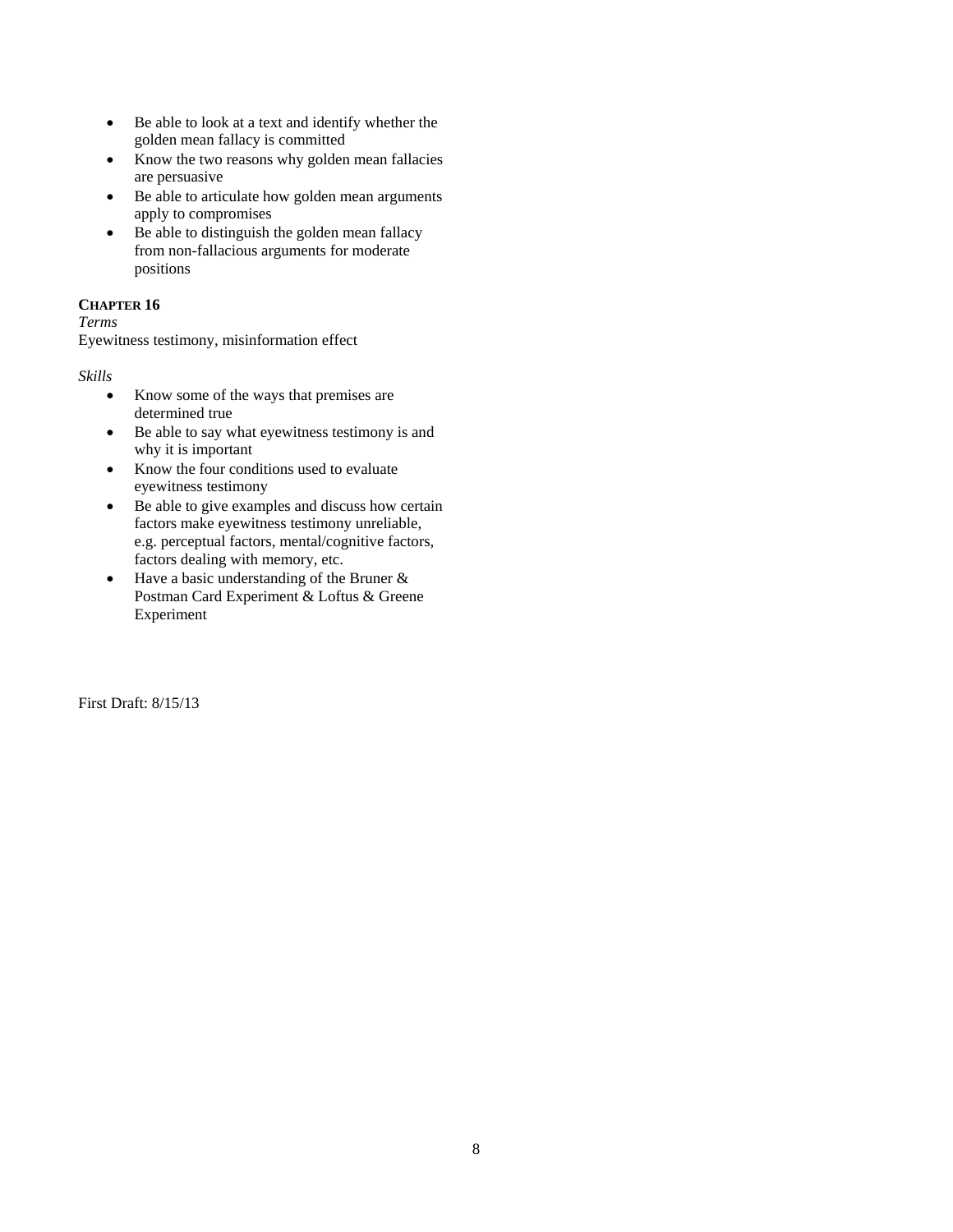- Be able to look at a text and identify whether the golden mean fallacy is committed
- Know the two reasons why golden mean fallacies are persuasive
- Be able to articulate how golden mean arguments apply to compromises
- Be able to distinguish the golden mean fallacy from non-fallacious arguments for moderate positions

**CHAPTER 16**

*Terms*

Eyewitness testimony, misinformation effect

*Skills*

- Know some of the ways that premises are determined true
- Be able to say what eyewitness testimony is and why it is important
- Know the four conditions used to evaluate eyewitness testimony
- Be able to give examples and discuss how certain factors make eyewitness testimony unreliable, e.g. perceptual factors, mental/cognitive factors, factors dealing with memory, etc.
- Have a basic understanding of the Bruner & Postman Card Experiment & Loftus & Greene Experiment

First Draft: 8/15/13